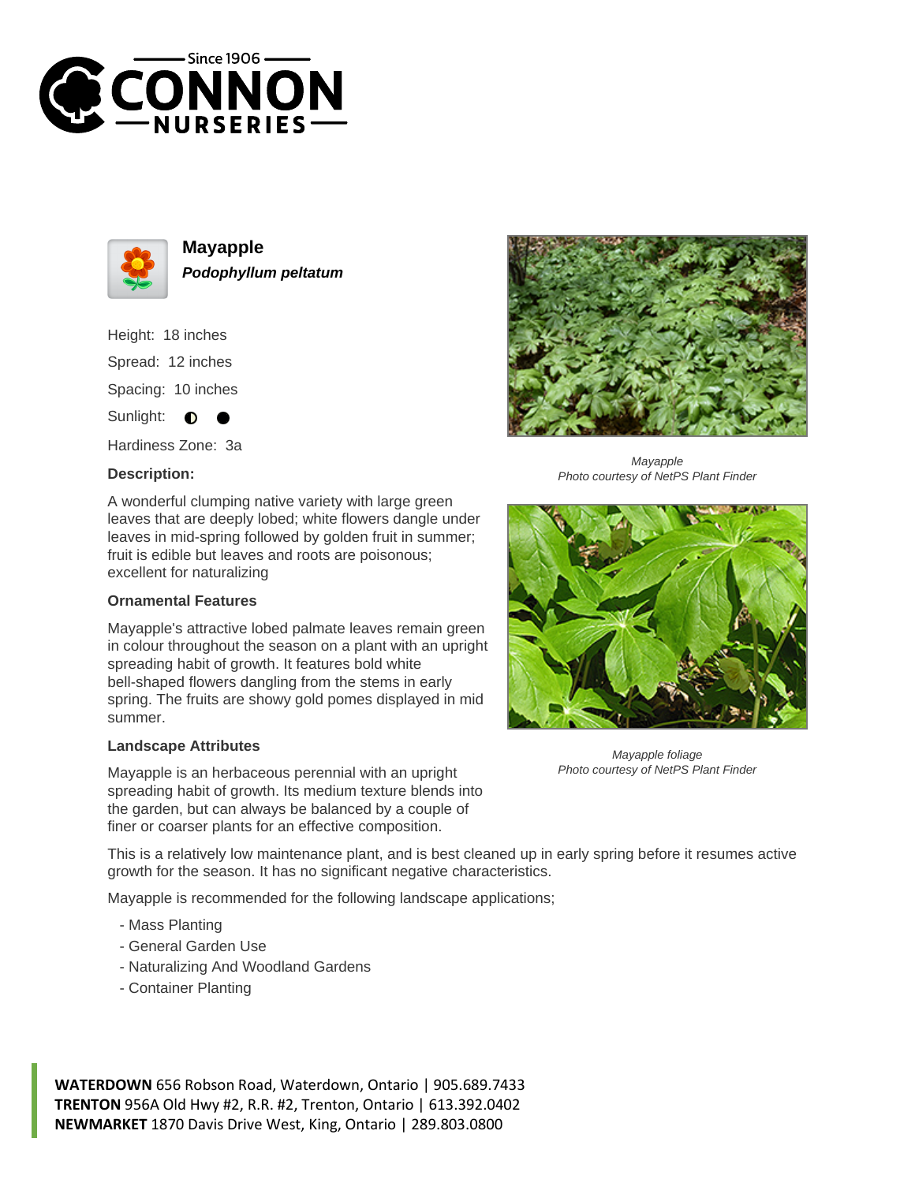# Mayapple

***Podophyllum peltatum***

Height: 18 inches

Spread: 12 inches

Spacing: 10 inches

Sunlight: ◐ ●

Hardiness Zone: 3a

**Description:**

A wonderful clumping native variety with large green leaves that are deeply lobed; white flowers dangle under leaves in mid-spring followed by golden fruit in summer; fruit is edible but leaves and roots are poisonous; excellent for naturalizing

*Mayapple*
*Photo courtesy of NetPS Plant Finder*

**Ornamental Features**

Mayapple's attractive lobed palmate leaves remain green in colour throughout the season on a plant with an upright spreading habit of growth. It features bold white bell-shaped flowers dangling from the stems in early spring. The fruits are showy gold pomes displayed in mid summer.

*Mayapple foliage*
*Photo courtesy of NetPS Plant Finder*

**Landscape Attributes**

Mayapple is an herbaceous perennial with an upright spreading habit of growth. Its medium texture blends into the garden, but can always be balanced by a couple of finer or coarser plants for an effective composition.

This is a relatively low maintenance plant, and is best cleaned up in early spring before it resumes active growth for the season. It has no significant negative characteristics.

Mayapple is recommended for the following landscape applications;

- Mass Planting
- General Garden Use
- Naturalizing And Woodland Gardens
- Container Planting

**WATERDOWN** 656 Robson Road, Waterdown, Ontario | 905.689.7433
**TRENTON** 956A Old Hwy #2, R.R. #2, Trenton, Ontario | 613.392.0402
**NEWMARKET** 1870 Davis Drive West, King, Ontario | 289.803.0800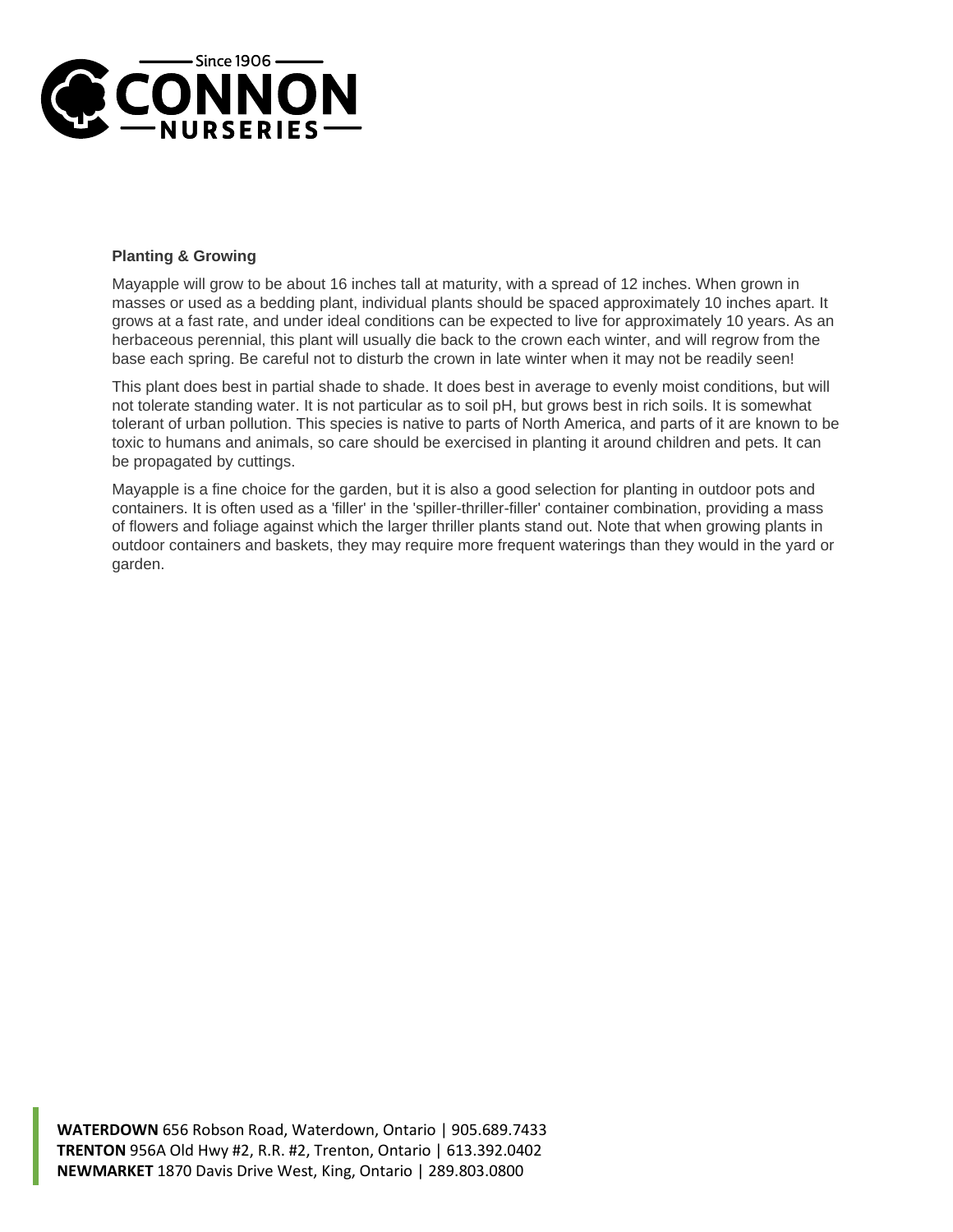**Planting & Growing**

Mayapple will grow to be about 16 inches tall at maturity, with a spread of 12 inches. When grown in masses or used as a bedding plant, individual plants should be spaced approximately 10 inches apart. It grows at a fast rate, and under ideal conditions can be expected to live for approximately 10 years. As an herbaceous perennial, this plant will usually die back to the crown each winter, and will regrow from the base each spring. Be careful not to disturb the crown in late winter when it may not be readily seen!

This plant does best in partial shade to shade. It does best in average to evenly moist conditions, but will not tolerate standing water. It is not particular as to soil pH, but grows best in rich soils. It is somewhat tolerant of urban pollution. This species is native to parts of North America, and parts of it are known to be toxic to humans and animals, so care should be exercised in planting it around children and pets. It can be propagated by cuttings.

Mayapple is a fine choice for the garden, but it is also a good selection for planting in outdoor pots and containers. It is often used as a 'filler' in the 'spiller-thriller-filler' container combination, providing a mass of flowers and foliage against which the larger thriller plants stand out. Note that when growing plants in outdoor containers and baskets, they may require more frequent waterings than they would in the yard or garden.